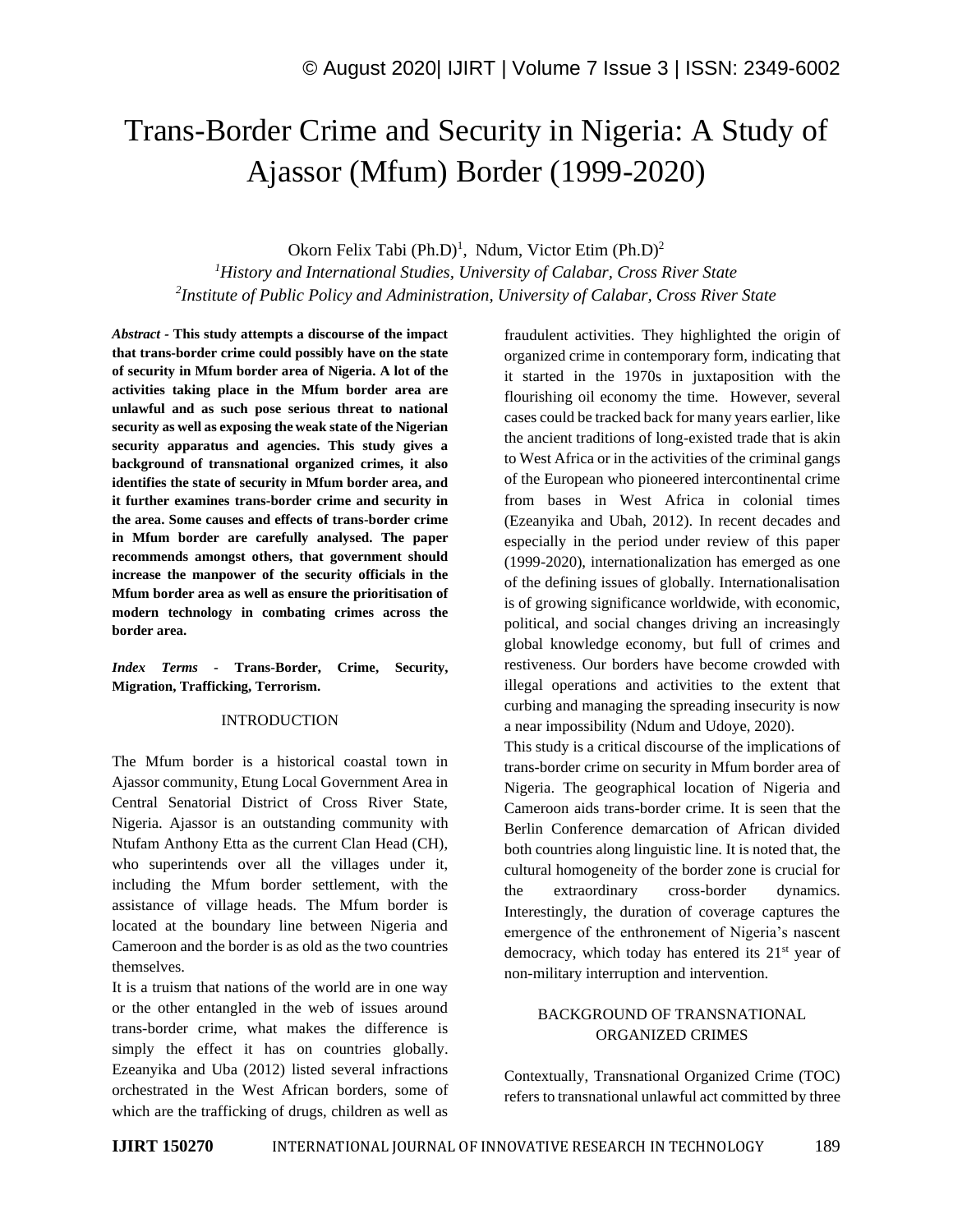# Trans-Border Crime and Security in Nigeria: A Study of Ajassor (Mfum) Border (1999-2020)

Okorn Felix Tabi (Ph.D)[1], Ndum, Victor Etim (Ph.D)[2]

[1]*History and International Studies, University of Calabar, Cross River State*

[2]*Institute of Public Policy and Administration, University of Calabar, Cross River State*

***Abstract* - This study attempts a discourse of the impact that trans-border crime could possibly have on the state of security in Mfum border area of Nigeria. A lot of the activities taking place in the Mfum border area are unlawful and as such pose serious threat to national security as well as exposing the weak state of the Nigerian security apparatus and agencies. This study gives a background of transnational organized crimes, it also identifies the state of security in Mfum border area, and it further examines trans-border crime and security in the area. Some causes and effects of trans-border crime in Mfum border are carefully analysed. The paper recommends amongst others, that government should increase the manpower of the security officials in the Mfum border area as well as ensure the prioritisation of modern technology in combating crimes across the border area.**

***Index Terms* - Trans-Border, Crime, Security, Migration, Trafficking, Terrorism.**

## INTRODUCTION

The Mfum border is a historical coastal town in Ajassor community, Etung Local Government Area in Central Senatorial District of Cross River State, Nigeria. Ajassor is an outstanding community with Ntufam Anthony Etta as the current Clan Head (CH), who superintends over all the villages under it, including the Mfum border settlement, with the assistance of village heads. The Mfum border is located at the boundary line between Nigeria and Cameroon and the border is as old as the two countries themselves.

It is a truism that nations of the world are in one way or the other entangled in the web of issues around trans-border crime, what makes the difference is simply the effect it has on countries globally. Ezeanyika and Uba (2012) listed several infractions orchestrated in the West African borders, some of which are the trafficking of drugs, children as well as fraudulent activities. They highlighted the origin of organized crime in contemporary form, indicating that it started in the 1970s in juxtaposition with the flourishing oil economy the time. However, several cases could be tracked back for many years earlier, like the ancient traditions of long-existed trade that is akin to West Africa or in the activities of the criminal gangs of the European who pioneered intercontinental crime from bases in West Africa in colonial times (Ezeanyika and Ubah, 2012). In recent decades and especially in the period under review of this paper (1999-2020), internationalization has emerged as one of the defining issues of globally. Internationalisation is of growing significance worldwide, with economic, political, and social changes driving an increasingly global knowledge economy, but full of crimes and restiveness. Our borders have become crowded with illegal operations and activities to the extent that curbing and managing the spreading insecurity is now a near impossibility (Ndum and Udoye, 2020).

This study is a critical discourse of the implications of trans-border crime on security in Mfum border area of Nigeria. The geographical location of Nigeria and Cameroon aids trans-border crime. It is seen that the Berlin Conference demarcation of African divided both countries along linguistic line. It is noted that, the cultural homogeneity of the border zone is crucial for the extraordinary cross-border dynamics. Interestingly, the duration of coverage captures the emergence of the enthronement of Nigeria's nascent democracy, which today has entered its 21st year of non-military interruption and intervention.

## BACKGROUND OF TRANSNATIONAL ORGANIZED CRIMES

Contextually, Transnational Organized Crime (TOC) refers to transnational unlawful act committed by three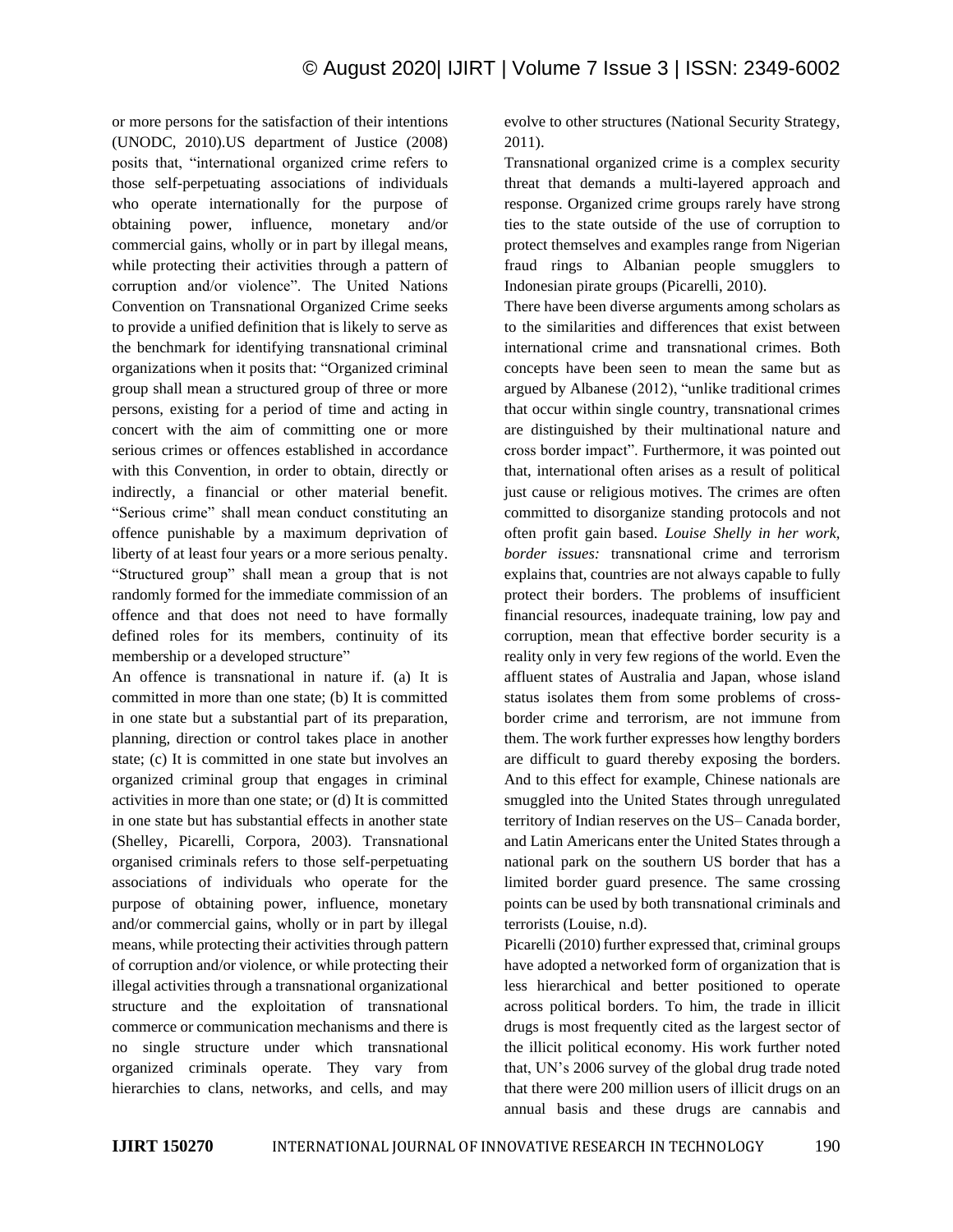or more persons for the satisfaction of their intentions (UNODC, 2010).US department of Justice (2008) posits that, "international organized crime refers to those self-perpetuating associations of individuals who operate internationally for the purpose of obtaining power, influence, monetary and/or commercial gains, wholly or in part by illegal means, while protecting their activities through a pattern of corruption and/or violence". The United Nations Convention on Transnational Organized Crime seeks to provide a unified definition that is likely to serve as the benchmark for identifying transnational criminal organizations when it posits that: "Organized criminal group shall mean a structured group of three or more persons, existing for a period of time and acting in concert with the aim of committing one or more serious crimes or offences established in accordance with this Convention, in order to obtain, directly or indirectly, a financial or other material benefit. "Serious crime" shall mean conduct constituting an offence punishable by a maximum deprivation of liberty of at least four years or a more serious penalty. "Structured group" shall mean a group that is not randomly formed for the immediate commission of an offence and that does not need to have formally defined roles for its members, continuity of its membership or a developed structure"

An offence is transnational in nature if. (a) It is committed in more than one state; (b) It is committed in one state but a substantial part of its preparation, planning, direction or control takes place in another state; (c) It is committed in one state but involves an organized criminal group that engages in criminal activities in more than one state; or (d) It is committed in one state but has substantial effects in another state (Shelley, Picarelli, Corpora, 2003). Transnational organised criminals refers to those self-perpetuating associations of individuals who operate for the purpose of obtaining power, influence, monetary and/or commercial gains, wholly or in part by illegal means, while protecting their activities through pattern of corruption and/or violence, or while protecting their illegal activities through a transnational organizational structure and the exploitation of transnational commerce or communication mechanisms and there is no single structure under which transnational organized criminals operate. They vary from hierarchies to clans, networks, and cells, and may evolve to other structures (National Security Strategy, 2011).

Transnational organized crime is a complex security threat that demands a multi-layered approach and response. Organized crime groups rarely have strong ties to the state outside of the use of corruption to protect themselves and examples range from Nigerian fraud rings to Albanian people smugglers to Indonesian pirate groups (Picarelli, 2010).

There have been diverse arguments among scholars as to the similarities and differences that exist between international crime and transnational crimes. Both concepts have been seen to mean the same but as argued by Albanese (2012), "unlike traditional crimes that occur within single country, transnational crimes are distinguished by their multinational nature and cross border impact". Furthermore, it was pointed out that, international often arises as a result of political just cause or religious motives. The crimes are often committed to disorganize standing protocols and not often profit gain based. *Louise Shelly in her work, border issues:* transnational crime and terrorism explains that, countries are not always capable to fully protect their borders. The problems of insufficient financial resources, inadequate training, low pay and corruption, mean that effective border security is a reality only in very few regions of the world. Even the affluent states of Australia and Japan, whose island status isolates them from some problems of cross-border crime and terrorism, are not immune from them. The work further expresses how lengthy borders are difficult to guard thereby exposing the borders. And to this effect for example, Chinese nationals are smuggled into the United States through unregulated territory of Indian reserves on the US– Canada border, and Latin Americans enter the United States through a national park on the southern US border that has a limited border guard presence. The same crossing points can be used by both transnational criminals and terrorists (Louise, n.d).

Picarelli (2010) further expressed that, criminal groups have adopted a networked form of organization that is less hierarchical and better positioned to operate across political borders. To him, the trade in illicit drugs is most frequently cited as the largest sector of the illicit political economy. His work further noted that, UN's 2006 survey of the global drug trade noted that there were 200 million users of illicit drugs on an annual basis and these drugs are cannabis and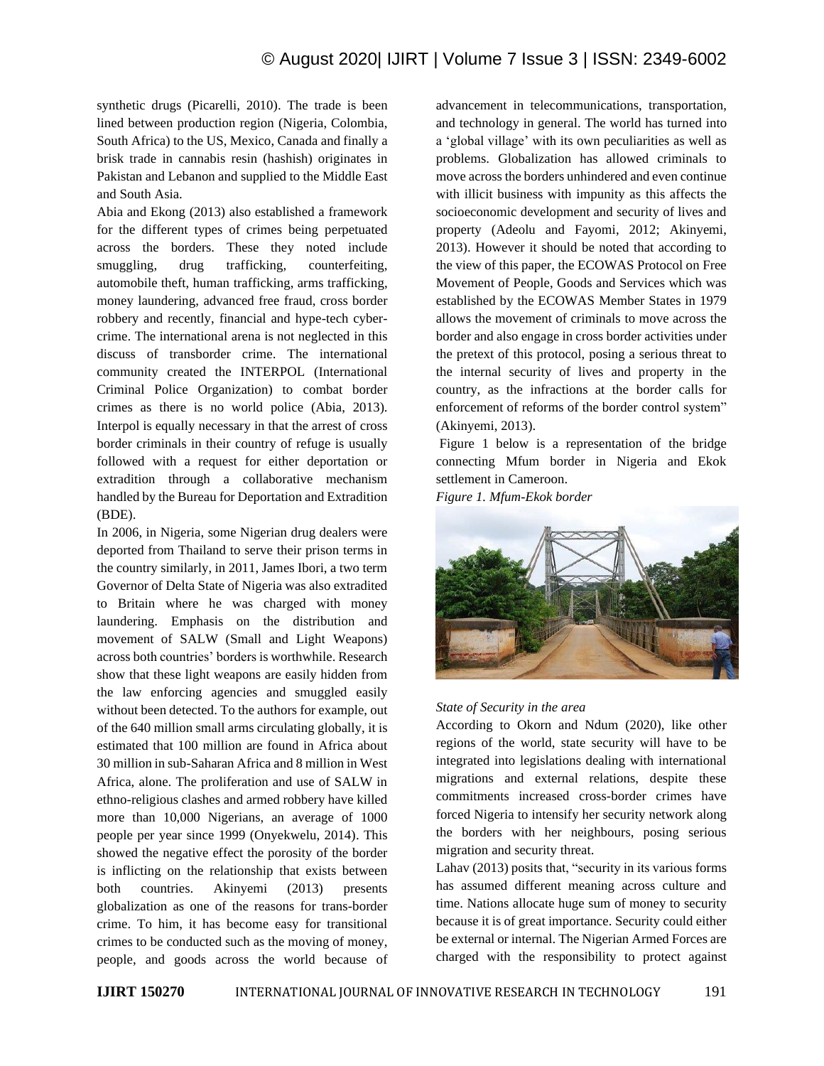synthetic drugs (Picarelli, 2010). The trade is been lined between production region (Nigeria, Colombia, South Africa) to the US, Mexico, Canada and finally a brisk trade in cannabis resin (hashish) originates in Pakistan and Lebanon and supplied to the Middle East and South Asia.

Abia and Ekong (2013) also established a framework for the different types of crimes being perpetuated across the borders. These they noted include smuggling, drug trafficking, counterfeiting, automobile theft, human trafficking, arms trafficking, money laundering, advanced free fraud, cross border robbery and recently, financial and hype-tech cyber-crime. The international arena is not neglected in this discuss of transborder crime. The international community created the INTERPOL (International Criminal Police Organization) to combat border crimes as there is no world police (Abia, 2013). Interpol is equally necessary in that the arrest of cross border criminals in their country of refuge is usually followed with a request for either deportation or extradition through a collaborative mechanism handled by the Bureau for Deportation and Extradition (BDE).

In 2006, in Nigeria, some Nigerian drug dealers were deported from Thailand to serve their prison terms in the country similarly, in 2011, James Ibori, a two term Governor of Delta State of Nigeria was also extradited to Britain where he was charged with money laundering. Emphasis on the distribution and movement of SALW (Small and Light Weapons) across both countries' borders is worthwhile. Research show that these light weapons are easily hidden from the law enforcing agencies and smuggled easily without been detected. To the authors for example, out of the 640 million small arms circulating globally, it is estimated that 100 million are found in Africa about 30 million in sub-Saharan Africa and 8 million in West Africa, alone. The proliferation and use of SALW in ethno-religious clashes and armed robbery have killed more than 10,000 Nigerians, an average of 1000 people per year since 1999 (Onyekwelu, 2014). This showed the negative effect the porosity of the border is inflicting on the relationship that exists between both countries. Akinyemi (2013) presents globalization as one of the reasons for trans-border crime. To him, it has become easy for transitional crimes to be conducted such as the moving of money, people, and goods across the world because of advancement in telecommunications, transportation, and technology in general. The world has turned into a 'global village' with its own peculiarities as well as problems. Globalization has allowed criminals to move across the borders unhindered and even continue with illicit business with impunity as this affects the socioeconomic development and security of lives and property (Adeolu and Fayomi, 2012; Akinyemi, 2013). However it should be noted that according to the view of this paper, the ECOWAS Protocol on Free Movement of People, Goods and Services which was established by the ECOWAS Member States in 1979 allows the movement of criminals to move across the border and also engage in cross border activities under the pretext of this protocol, posing a serious threat to the internal security of lives and property in the country, as the infractions at the border calls for enforcement of reforms of the border control system" (Akinyemi, 2013).

Figure 1 below is a representation of the bridge connecting Mfum border in Nigeria and Ekok settlement in Cameroon.

*Figure 1. Mfum-Ekok border*

*State of Security in the area*

According to Okorn and Ndum (2020), like other regions of the world, state security will have to be integrated into legislations dealing with international migrations and external relations, despite these commitments increased cross-border crimes have forced Nigeria to intensify her security network along the borders with her neighbours, posing serious migration and security threat.

Lahav (2013) posits that, "security in its various forms has assumed different meaning across culture and time. Nations allocate huge sum of money to security because it is of great importance. Security could either be external or internal. The Nigerian Armed Forces are charged with the responsibility to protect against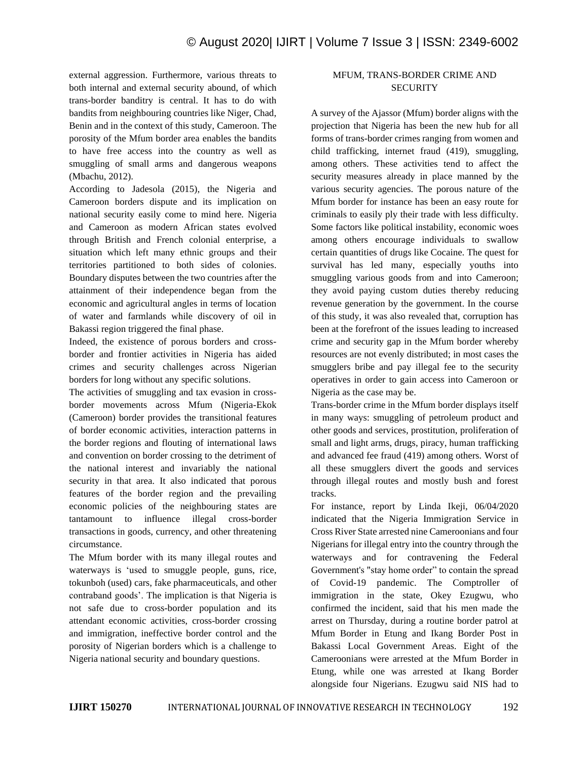external aggression. Furthermore, various threats to both internal and external security abound, of which trans-border banditry is central. It has to do with bandits from neighbouring countries like Niger, Chad, Benin and in the context of this study, Cameroon. The porosity of the Mfum border area enables the bandits to have free access into the country as well as smuggling of small arms and dangerous weapons (Mbachu, 2012).

According to Jadesola (2015), the Nigeria and Cameroon borders dispute and its implication on national security easily come to mind here. Nigeria and Cameroon as modern African states evolved through British and French colonial enterprise, a situation which left many ethnic groups and their territories partitioned to both sides of colonies. Boundary disputes between the two countries after the attainment of their independence began from the economic and agricultural angles in terms of location of water and farmlands while discovery of oil in Bakassi region triggered the final phase.

Indeed, the existence of porous borders and cross-border and frontier activities in Nigeria has aided crimes and security challenges across Nigerian borders for long without any specific solutions.

The activities of smuggling and tax evasion in cross-border movements across Mfum (Nigeria-Ekok (Cameroon) border provides the transitional features of border economic activities, interaction patterns in the border regions and flouting of international laws and convention on border crossing to the detriment of the national interest and invariably the national security in that area. It also indicated that porous features of the border region and the prevailing economic policies of the neighbouring states are tantamount to influence illegal cross-border transactions in goods, currency, and other threatening circumstance.

The Mfum border with its many illegal routes and waterways is 'used to smuggle people, guns, rice, tokunboh (used) cars, fake pharmaceuticals, and other contraband goods'. The implication is that Nigeria is not safe due to cross-border population and its attendant economic activities, cross-border crossing and immigration, ineffective border control and the porosity of Nigerian borders which is a challenge to Nigeria national security and boundary questions.

## MFUM, TRANS-BORDER CRIME AND SECURITY

A survey of the Ajassor (Mfum) border aligns with the projection that Nigeria has been the new hub for all forms of trans-border crimes ranging from women and child trafficking, internet fraud (419), smuggling, among others. These activities tend to affect the security measures already in place manned by the various security agencies. The porous nature of the Mfum border for instance has been an easy route for criminals to easily ply their trade with less difficulty. Some factors like political instability, economic woes among others encourage individuals to swallow certain quantities of drugs like Cocaine. The quest for survival has led many, especially youths into smuggling various goods from and into Cameroon; they avoid paying custom duties thereby reducing revenue generation by the government. In the course of this study, it was also revealed that, corruption has been at the forefront of the issues leading to increased crime and security gap in the Mfum border whereby resources are not evenly distributed; in most cases the smugglers bribe and pay illegal fee to the security operatives in order to gain access into Cameroon or Nigeria as the case may be.

Trans-border crime in the Mfum border displays itself in many ways: smuggling of petroleum product and other goods and services, prostitution, proliferation of small and light arms, drugs, piracy, human trafficking and advanced fee fraud (419) among others. Worst of all these smugglers divert the goods and services through illegal routes and mostly bush and forest tracks.

For instance, report by Linda Ikeji, 06/04/2020 indicated that the Nigeria Immigration Service in Cross River State arrested nine Cameroonians and four Nigerians for illegal entry into the country through the waterways and for contravening the Federal Government's "stay home order" to contain the spread of Covid-19 pandemic. The Comptroller of immigration in the state, Okey Ezugwu, who confirmed the incident, said that his men made the arrest on Thursday, during a routine border patrol at Mfum Border in Etung and Ikang Border Post in Bakassi Local Government Areas. Eight of the Cameroonians were arrested at the Mfum Border in Etung, while one was arrested at Ikang Border alongside four Nigerians. Ezugwu said NIS had to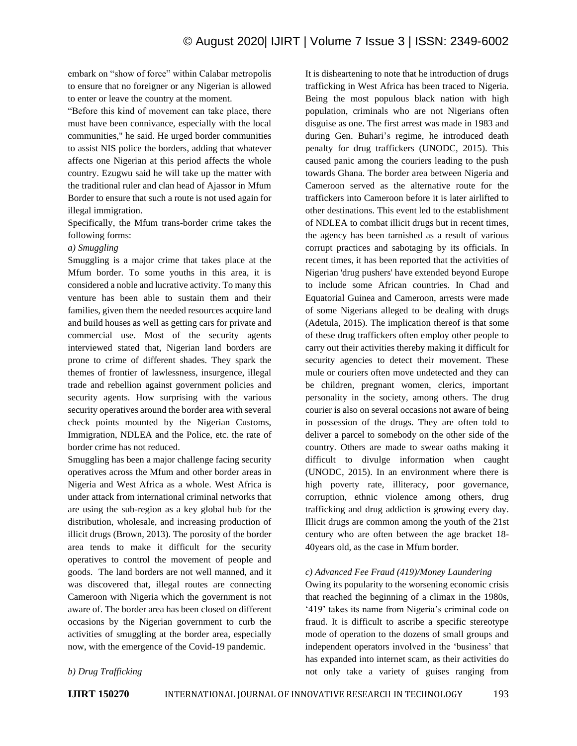embark on "show of force" within Calabar metropolis to ensure that no foreigner or any Nigerian is allowed to enter or leave the country at the moment.

"Before this kind of movement can take place, there must have been connivance, especially with the local communities," he said. He urged border communities to assist NIS police the borders, adding that whatever affects one Nigerian at this period affects the whole country. Ezugwu said he will take up the matter with the traditional ruler and clan head of Ajassor in Mfum Border to ensure that such a route is not used again for illegal immigration.

Specifically, the Mfum trans-border crime takes the following forms:

*a) Smuggling*

Smuggling is a major crime that takes place at the Mfum border. To some youths in this area, it is considered a noble and lucrative activity. To many this venture has been able to sustain them and their families, given them the needed resources acquire land and build houses as well as getting cars for private and commercial use. Most of the security agents interviewed stated that, Nigerian land borders are prone to crime of different shades. They spark the themes of frontier of lawlessness, insurgence, illegal trade and rebellion against government policies and security agents. How surprising with the various security operatives around the border area with several check points mounted by the Nigerian Customs, Immigration, NDLEA and the Police, etc. the rate of border crime has not reduced.

Smuggling has been a major challenge facing security operatives across the Mfum and other border areas in Nigeria and West Africa as a whole. West Africa is under attack from international criminal networks that are using the sub-region as a key global hub for the distribution, wholesale, and increasing production of illicit drugs (Brown, 2013). The porosity of the border area tends to make it difficult for the security operatives to control the movement of people and goods. The land borders are not well manned, and it was discovered that, illegal routes are connecting Cameroon with Nigeria which the government is not aware of. The border area has been closed on different occasions by the Nigerian government to curb the activities of smuggling at the border area, especially now, with the emergence of the Covid-19 pandemic.

*b) Drug Trafficking*

It is disheartening to note that he introduction of drugs trafficking in West Africa has been traced to Nigeria. Being the most populous black nation with high population, criminals who are not Nigerians often disguise as one. The first arrest was made in 1983 and during Gen. Buhari's regime, he introduced death penalty for drug traffickers (UNODC, 2015). This caused panic among the couriers leading to the push towards Ghana. The border area between Nigeria and Cameroon served as the alternative route for the traffickers into Cameroon before it is later airlifted to other destinations. This event led to the establishment of NDLEA to combat illicit drugs but in recent times, the agency has been tarnished as a result of various corrupt practices and sabotaging by its officials. In recent times, it has been reported that the activities of Nigerian 'drug pushers' have extended beyond Europe to include some African countries. In Chad and Equatorial Guinea and Cameroon, arrests were made of some Nigerians alleged to be dealing with drugs (Adetula, 2015). The implication thereof is that some of these drug traffickers often employ other people to carry out their activities thereby making it difficult for security agencies to detect their movement. These mule or couriers often move undetected and they can be children, pregnant women, clerics, important personality in the society, among others. The drug courier is also on several occasions not aware of being in possession of the drugs. They are often told to deliver a parcel to somebody on the other side of the country. Others are made to swear oaths making it difficult to divulge information when caught (UNODC, 2015). In an environment where there is high poverty rate, illiteracy, poor governance, corruption, ethnic violence among others, drug trafficking and drug addiction is growing every day. Illicit drugs are common among the youth of the 21st century who are often between the age bracket 18-40years old, as the case in Mfum border.

*c) Advanced Fee Fraud (419)/Money Laundering*

Owing its popularity to the worsening economic crisis that reached the beginning of a climax in the 1980s, '419' takes its name from Nigeria's criminal code on fraud. It is difficult to ascribe a specific stereotype mode of operation to the dozens of small groups and independent operators involved in the 'business' that has expanded into internet scam, as their activities do not only take a variety of guises ranging from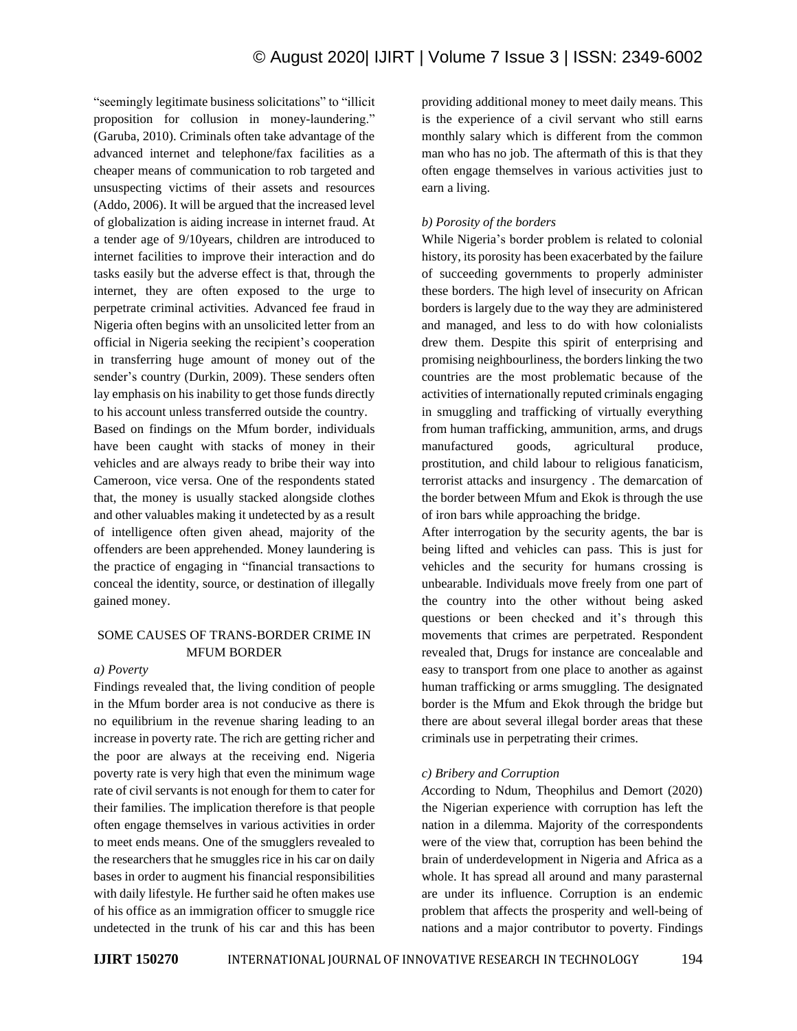"seemingly legitimate business solicitations" to "illicit proposition for collusion in money-laundering." (Garuba, 2010). Criminals often take advantage of the advanced internet and telephone/fax facilities as a cheaper means of communication to rob targeted and unsuspecting victims of their assets and resources (Addo, 2006). It will be argued that the increased level of globalization is aiding increase in internet fraud. At a tender age of 9/10years, children are introduced to internet facilities to improve their interaction and do tasks easily but the adverse effect is that, through the internet, they are often exposed to the urge to perpetrate criminal activities. Advanced fee fraud in Nigeria often begins with an unsolicited letter from an official in Nigeria seeking the recipient's cooperation in transferring huge amount of money out of the sender's country (Durkin, 2009). These senders often lay emphasis on his inability to get those funds directly to his account unless transferred outside the country.

Based on findings on the Mfum border, individuals have been caught with stacks of money in their vehicles and are always ready to bribe their way into Cameroon, vice versa. One of the respondents stated that, the money is usually stacked alongside clothes and other valuables making it undetected by as a result of intelligence often given ahead, majority of the offenders are been apprehended. Money laundering is the practice of engaging in "financial transactions to conceal the identity, source, or destination of illegally gained money.

## SOME CAUSES OF TRANS-BORDER CRIME IN MFUM BORDER

*a) Poverty*

Findings revealed that, the living condition of people in the Mfum border area is not conducive as there is no equilibrium in the revenue sharing leading to an increase in poverty rate. The rich are getting richer and the poor are always at the receiving end. Nigeria poverty rate is very high that even the minimum wage rate of civil servants is not enough for them to cater for their families. The implication therefore is that people often engage themselves in various activities in order to meet ends means. One of the smugglers revealed to the researchers that he smuggles rice in his car on daily bases in order to augment his financial responsibilities with daily lifestyle. He further said he often makes use of his office as an immigration officer to smuggle rice undetected in the trunk of his car and this has been providing additional money to meet daily means. This is the experience of a civil servant who still earns monthly salary which is different from the common man who has no job. The aftermath of this is that they often engage themselves in various activities just to earn a living.

*b) Porosity of the borders*

While Nigeria's border problem is related to colonial history, its porosity has been exacerbated by the failure of succeeding governments to properly administer these borders. The high level of insecurity on African borders is largely due to the way they are administered and managed, and less to do with how colonialists drew them. Despite this spirit of enterprising and promising neighbourliness, the borders linking the two countries are the most problematic because of the activities of internationally reputed criminals engaging in smuggling and trafficking of virtually everything from human trafficking, ammunition, arms, and drugs manufactured goods, agricultural produce, prostitution, and child labour to religious fanaticism, terrorist attacks and insurgency . The demarcation of the border between Mfum and Ekok is through the use of iron bars while approaching the bridge.

After interrogation by the security agents, the bar is being lifted and vehicles can pass. This is just for vehicles and the security for humans crossing is unbearable. Individuals move freely from one part of the country into the other without being asked questions or been checked and it's through this movements that crimes are perpetrated. Respondent revealed that, Drugs for instance are concealable and easy to transport from one place to another as against human trafficking or arms smuggling. The designated border is the Mfum and Ekok through the bridge but there are about several illegal border areas that these criminals use in perpetrating their crimes.

*c) Bribery and Corruption*

According to Ndum, Theophilus and Demort (2020) the Nigerian experience with corruption has left the nation in a dilemma. Majority of the correspondents were of the view that, corruption has been behind the brain of underdevelopment in Nigeria and Africa as a whole. It has spread all around and many parasternal are under its influence. Corruption is an endemic problem that affects the prosperity and well-being of nations and a major contributor to poverty. Findings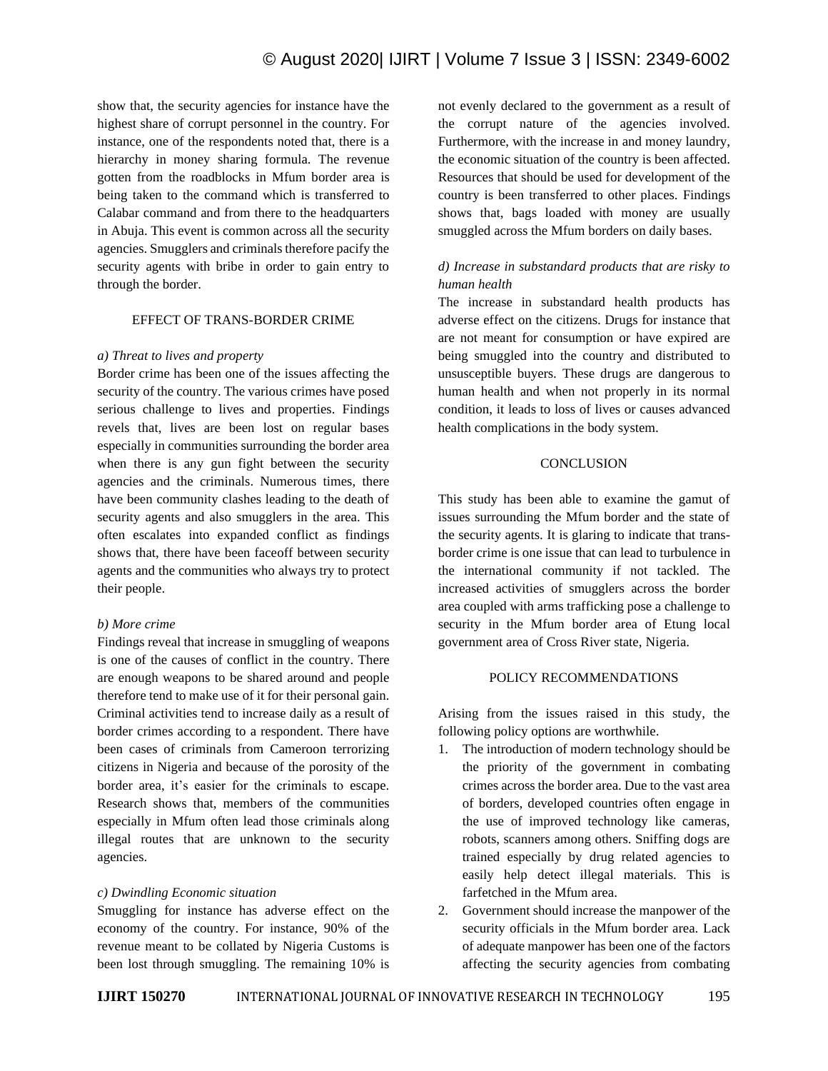show that, the security agencies for instance have the highest share of corrupt personnel in the country. For instance, one of the respondents noted that, there is a hierarchy in money sharing formula. The revenue gotten from the roadblocks in Mfum border area is being taken to the command which is transferred to Calabar command and from there to the headquarters in Abuja. This event is common across all the security agencies. Smugglers and criminals therefore pacify the security agents with bribe in order to gain entry to through the border.

## EFFECT OF TRANS-BORDER CRIME

*a) Threat to lives and property*

Border crime has been one of the issues affecting the security of the country. The various crimes have posed serious challenge to lives and properties. Findings revels that, lives are been lost on regular bases especially in communities surrounding the border area when there is any gun fight between the security agencies and the criminals. Numerous times, there have been community clashes leading to the death of security agents and also smugglers in the area. This often escalates into expanded conflict as findings shows that, there have been faceoff between security agents and the communities who always try to protect their people.

*b) More crime*

Findings reveal that increase in smuggling of weapons is one of the causes of conflict in the country. There are enough weapons to be shared around and people therefore tend to make use of it for their personal gain. Criminal activities tend to increase daily as a result of border crimes according to a respondent. There have been cases of criminals from Cameroon terrorizing citizens in Nigeria and because of the porosity of the border area, it's easier for the criminals to escape. Research shows that, members of the communities especially in Mfum often lead those criminals along illegal routes that are unknown to the security agencies.

*c) Dwindling Economic situation*

Smuggling for instance has adverse effect on the economy of the country. For instance, 90% of the revenue meant to be collated by Nigeria Customs is been lost through smuggling. The remaining 10% is not evenly declared to the government as a result of the corrupt nature of the agencies involved. Furthermore, with the increase in and money laundry, the economic situation of the country is been affected. Resources that should be used for development of the country is been transferred to other places. Findings shows that, bags loaded with money are usually smuggled across the Mfum borders on daily bases.

*d) Increase in substandard products that are risky to human health*

The increase in substandard health products has adverse effect on the citizens. Drugs for instance that are not meant for consumption or have expired are being smuggled into the country and distributed to unsusceptible buyers. These drugs are dangerous to human health and when not properly in its normal condition, it leads to loss of lives or causes advanced health complications in the body system.

## CONCLUSION

This study has been able to examine the gamut of issues surrounding the Mfum border and the state of the security agents. It is glaring to indicate that trans-border crime is one issue that can lead to turbulence in the international community if not tackled. The increased activities of smugglers across the border area coupled with arms trafficking pose a challenge to security in the Mfum border area of Etung local government area of Cross River state, Nigeria.

## POLICY RECOMMENDATIONS

Arising from the issues raised in this study, the following policy options are worthwhile.

1. The introduction of modern technology should be the priority of the government in combating crimes across the border area. Due to the vast area of borders, developed countries often engage in the use of improved technology like cameras, robots, scanners among others. Sniffing dogs are trained especially by drug related agencies to easily help detect illegal materials. This is farfetched in the Mfum area.
2. Government should increase the manpower of the security officials in the Mfum border area. Lack of adequate manpower has been one of the factors affecting the security agencies from combating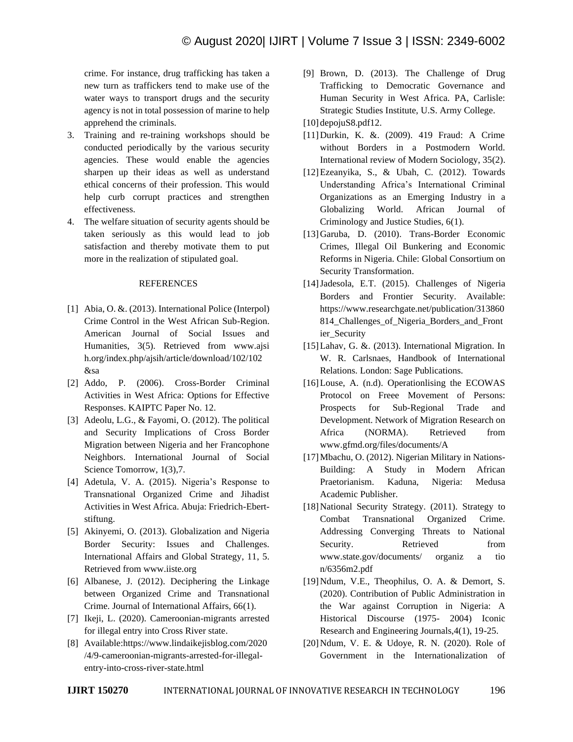crime. For instance, drug trafficking has taken a new turn as traffickers tend to make use of the water ways to transport drugs and the security agency is not in total possession of marine to help apprehend the criminals.

3. Training and re-training workshops should be conducted periodically by the various security agencies. These would enable the agencies sharpen up their ideas as well as understand ethical concerns of their profession. This would help curb corrupt practices and strengthen effectiveness.
4. The welfare situation of security agents should be taken seriously as this would lead to job satisfaction and thereby motivate them to put more in the realization of stipulated goal.

## REFERENCES

[1] Abia, O. &. (2013). International Police (Interpol) Crime Control in the West African Sub-Region. American Journal of Social Issues and Humanities, 3(5). Retrieved from www.ajsih.org/index.php/ajsih/article/download/102/102&sa

[2] Addo, P. (2006). Cross-Border Criminal Activities in West Africa: Options for Effective Responses. KAIPTC Paper No. 12.

[3] Adeolu, L.G., & Fayomi, O. (2012). The political and Security Implications of Cross Border Migration between Nigeria and her Francophone Neighbors. International Journal of Social Science Tomorrow, 1(3),7.

[4] Adetula, V. A. (2015). Nigeria's Response to Transnational Organized Crime and Jihadist Activities in West Africa. Abuja: Friedrich-Ebert-stiftung.

[5] Akinyemi, O. (2013). Globalization and Nigeria Border Security: Issues and Challenges. International Affairs and Global Strategy, 11, 5. Retrieved from www.iiste.org

[6] Albanese, J. (2012). Deciphering the Linkage between Organized Crime and Transnational Crime. Journal of International Affairs, 66(1).

[7] Ikeji, L. (2020). Cameroonian-migrants arrested for illegal entry into Cross River state.

[8] Available:https://www.lindaikejisblog.com/2020/4/9-cameroonian-migrants-arrested-for-illegal-entry-into-cross-river-state.html

[9] Brown, D. (2013). The Challenge of Drug Trafficking to Democratic Governance and Human Security in West Africa. PA, Carlisle: Strategic Studies Institute, U.S. Army College.

[10] depojuS8.pdf12.

[11] Durkin, K. &. (2009). 419 Fraud: A Crime without Borders in a Postmodern World. International review of Modern Sociology, 35(2).

[12] Ezeanyika, S., & Ubah, C. (2012). Towards Understanding Africa's International Criminal Organizations as an Emerging Industry in a Globalizing World. African Journal of Criminology and Justice Studies, 6(1).

[13] Garuba, D. (2010). Trans-Border Economic Crimes, Illegal Oil Bunkering and Economic Reforms in Nigeria. Chile: Global Consortium on Security Transformation.

[14] Jadesola, E.T. (2015). Challenges of Nigeria Borders and Frontier Security. Available: https://www.researchgate.net/publication/313860814_Challenges_of_Nigeria_Borders_and_Frontier_Security

[15] Lahav, G. &. (2013). International Migration. In W. R. Carlsnaes, Handbook of International Relations. London: Sage Publications.

[16] Louse, A. (n.d). Operationlising the ECOWAS Protocol on Freee Movement of Persons: Prospects for Sub-Regional Trade and Development. Network of Migration Research on Africa (NORMA). Retrieved from www.gfmd.org/files/documents/A

[17] Mbachu, O. (2012). Nigerian Military in Nations-Building: A Study in Modern African Praetorianism. Kaduna, Nigeria: Medusa Academic Publisher.

[18] National Security Strategy. (2011). Strategy to Combat Transnational Organized Crime. Addressing Converging Threats to National Security. Retrieved from www.state.gov/documents/ organiz a tio n/6356m2.pdf

[19] Ndum, V.E., Theophilus, O. A. & Demort, S. (2020). Contribution of Public Administration in the War against Corruption in Nigeria: A Historical Discourse (1975- 2004) Iconic Research and Engineering Journals,4(1), 19-25.

[20] Ndum, V. E. & Udoye, R. N. (2020). Role of Government in the Internationalization of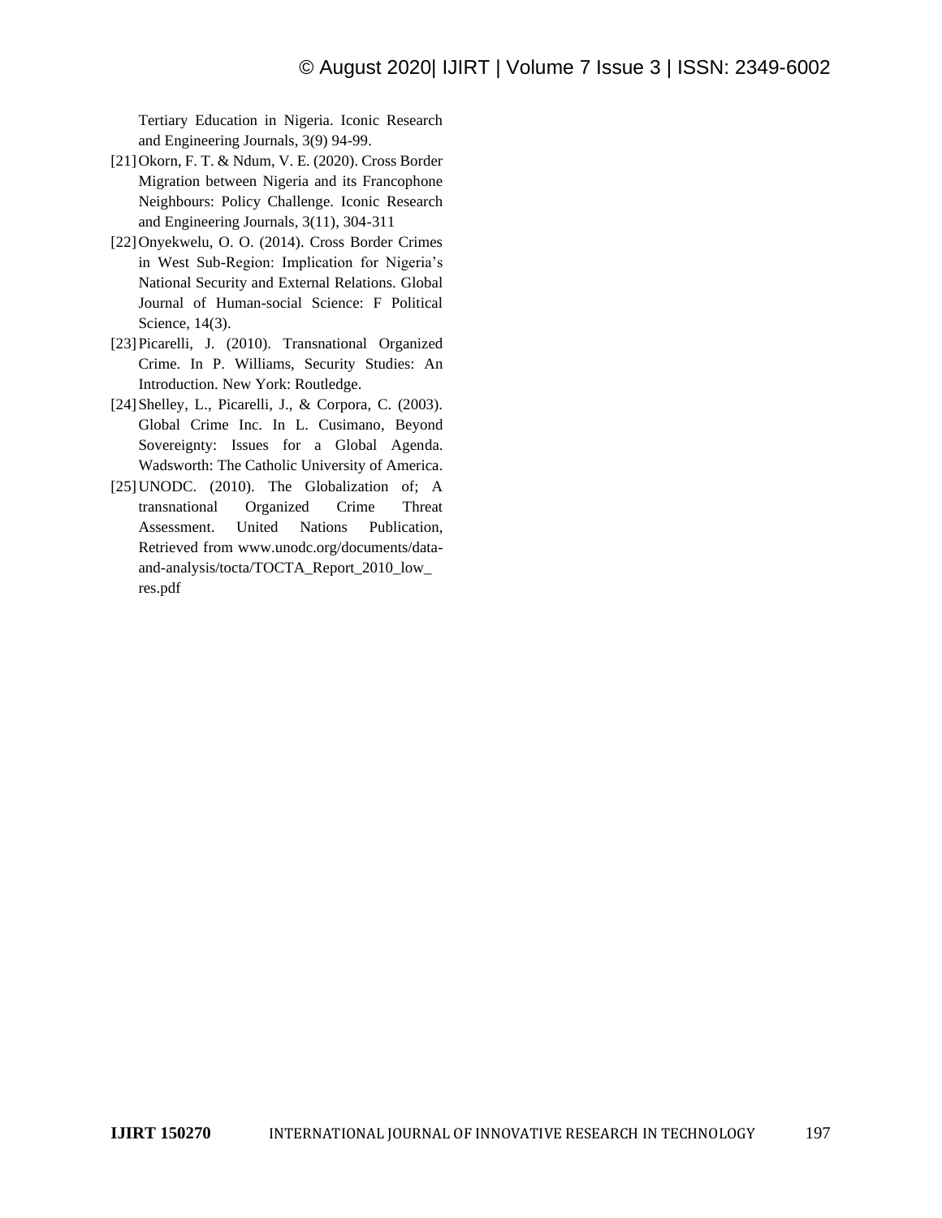Tertiary Education in Nigeria. Iconic Research and Engineering Journals, 3(9) 94-99.

[21] Okorn, F. T. & Ndum, V. E. (2020). Cross Border Migration between Nigeria and its Francophone Neighbours: Policy Challenge. Iconic Research and Engineering Journals, 3(11), 304-311

[22] Onyekwelu, O. O. (2014). Cross Border Crimes in West Sub-Region: Implication for Nigeria's National Security and External Relations. Global Journal of Human-social Science: F Political Science, 14(3).

[23] Picarelli, J. (2010). Transnational Organized Crime. In P. Williams, Security Studies: An Introduction. New York: Routledge.

[24] Shelley, L., Picarelli, J., & Corpora, C. (2003). Global Crime Inc. In L. Cusimano, Beyond Sovereignty: Issues for a Global Agenda. Wadsworth: The Catholic University of America.

[25] UNODC. (2010). The Globalization of; A transnational Organized Crime Threat Assessment. United Nations Publication, Retrieved from www.unodc.org/documents/data-and-analysis/tocta/TOCTA_Report_2010_low_res.pdf